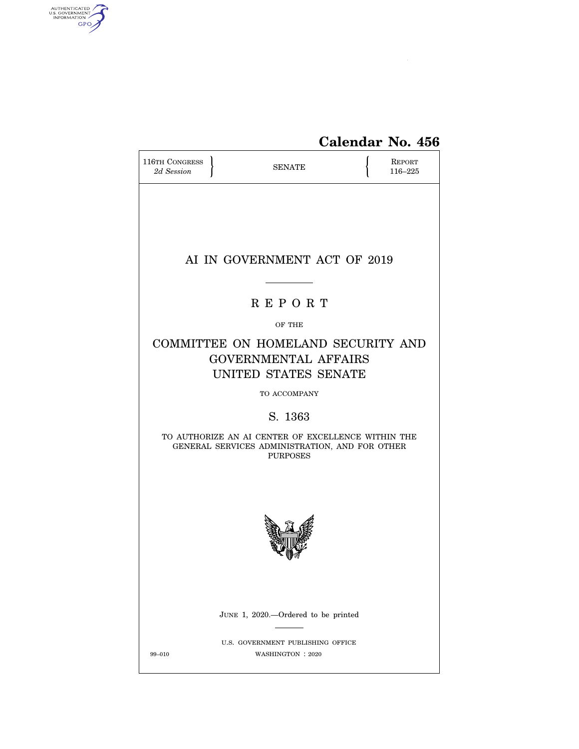**Calendar No. 456**

| 116TH CONGRESS *2d Session* | SENATE | REPORT 116–225 |
|---|---|---|

# AI IN GOVERNMENT ACT OF 2019

## R E P O R T

OF THE

## COMMITTEE ON HOMELAND SECURITY AND GOVERNMENTAL AFFAIRS UNITED STATES SENATE

TO ACCOMPANY

## S. 1363

TO AUTHORIZE AN AI CENTER OF EXCELLENCE WITHIN THE GENERAL SERVICES ADMINISTRATION, AND FOR OTHER PURPOSES

JUNE 1, 2020.—Ordered to be printed

U.S. GOVERNMENT PUBLISHING OFFICE

99–010 WASHINGTON : 2020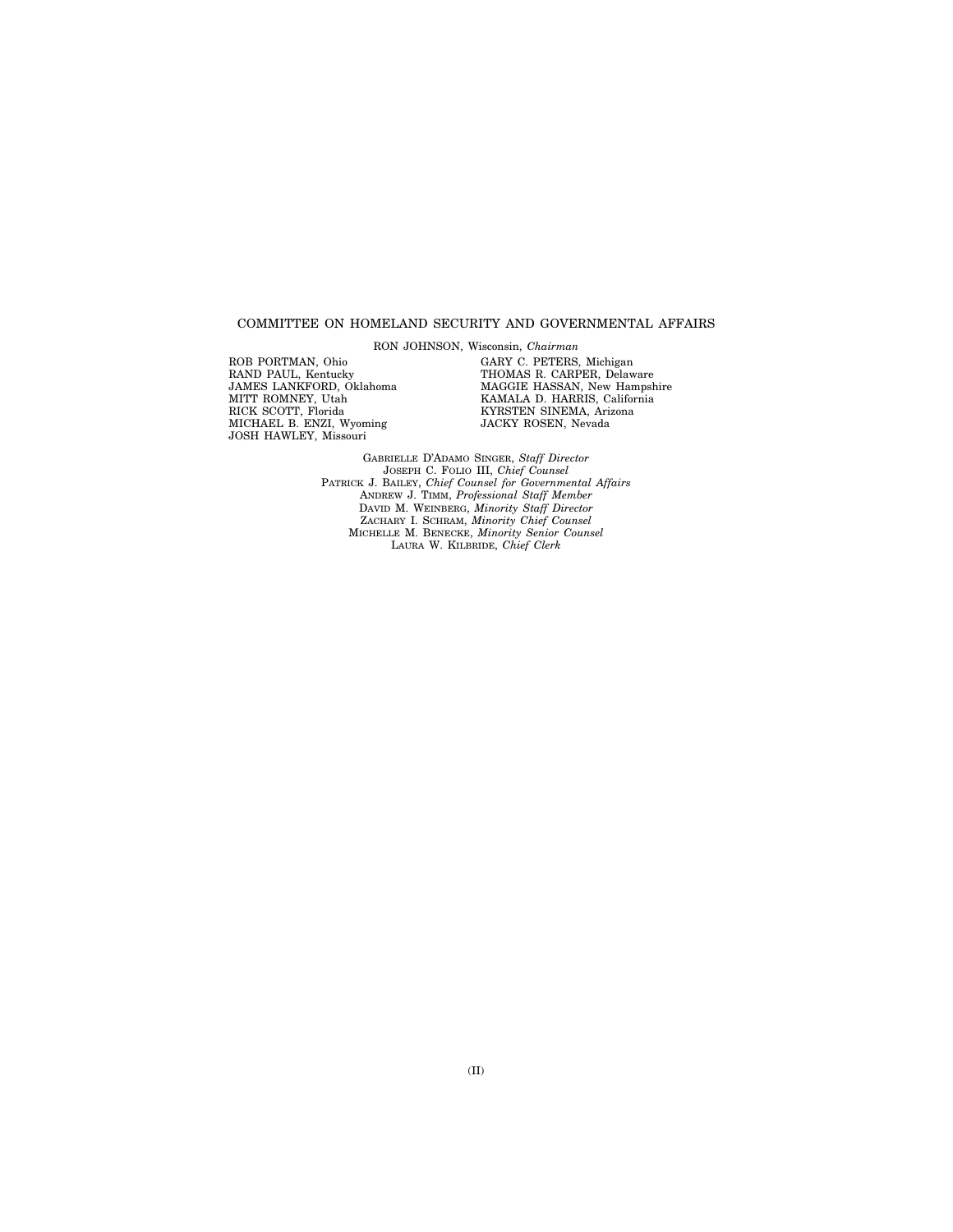COMMITTEE ON HOMELAND SECURITY AND GOVERNMENTAL AFFAIRS

RON JOHNSON, Wisconsin, *Chairman*

ROB PORTMAN, Ohio
RAND PAUL, Kentucky
JAMES LANKFORD, Oklahoma
MITT ROMNEY, Utah
RICK SCOTT, Florida
MICHAEL B. ENZI, Wyoming
JOSH HAWLEY, Missouri

GARY C. PETERS, Michigan
THOMAS R. CARPER, Delaware
MAGGIE HASSAN, New Hampshire
KAMALA D. HARRIS, California
KYRSTEN SINEMA, Arizona
JACKY ROSEN, Nevada

GABRIELLE D'ADAMO SINGER, *Staff Director*
JOSEPH C. FOLIO III, *Chief Counsel*
PATRICK J. BAILEY, *Chief Counsel for Governmental Affairs*
ANDREW J. TIMM, *Professional Staff Member*
DAVID M. WEINBERG, *Minority Staff Director*
ZACHARY I. SCHRAM, *Minority Chief Counsel*
MICHELLE M. BENECKE, *Minority Senior Counsel*
LAURA W. KILBRIDE, *Chief Clerk*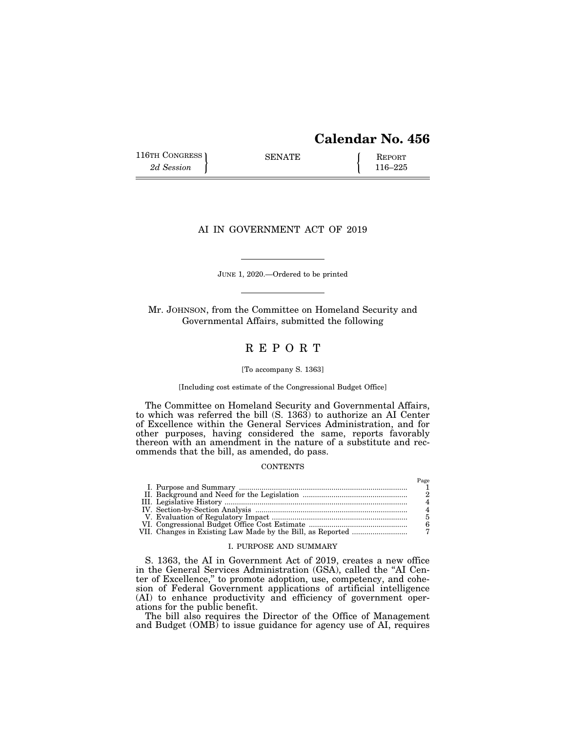**Calendar No. 456**

116TH CONGRESS
*2d Session*

SENATE

REPORT
116–225

# AI IN GOVERNMENT ACT OF 2019

JUNE 1, 2020.—Ordered to be printed

Mr. JOHNSON, from the Committee on Homeland Security and Governmental Affairs, submitted the following

## REPORT

[To accompany S. 1363]

[Including cost estimate of the Congressional Budget Office]

The Committee on Homeland Security and Governmental Affairs, to which was referred the bill (S. 1363) to authorize an AI Center of Excellence within the General Services Administration, and for other purposes, having considered the same, reports favorably thereon with an amendment in the nature of a substitute and recommends that the bill, as amended, do pass.

CONTENTS

| | Page |
|---|---|
| I. Purpose and Summary | 1 |
| II. Background and Need for the Legislation | 2 |
| III. Legislative History | 4 |
| IV. Section-by-Section Analysis | 4 |
| V. Evaluation of Regulatory Impact | 5 |
| VI. Congressional Budget Office Cost Estimate | 6 |
| VII. Changes in Existing Law Made by the Bill, as Reported | 7 |

### I. PURPOSE AND SUMMARY

S. 1363, the AI in Government Act of 2019, creates a new office in the General Services Administration (GSA), called the "AI Center of Excellence," to promote adoption, use, competency, and cohesion of Federal Government applications of artificial intelligence (AI) to enhance productivity and efficiency of government operations for the public benefit.

The bill also requires the Director of the Office of Management and Budget (OMB) to issue guidance for agency use of AI, requires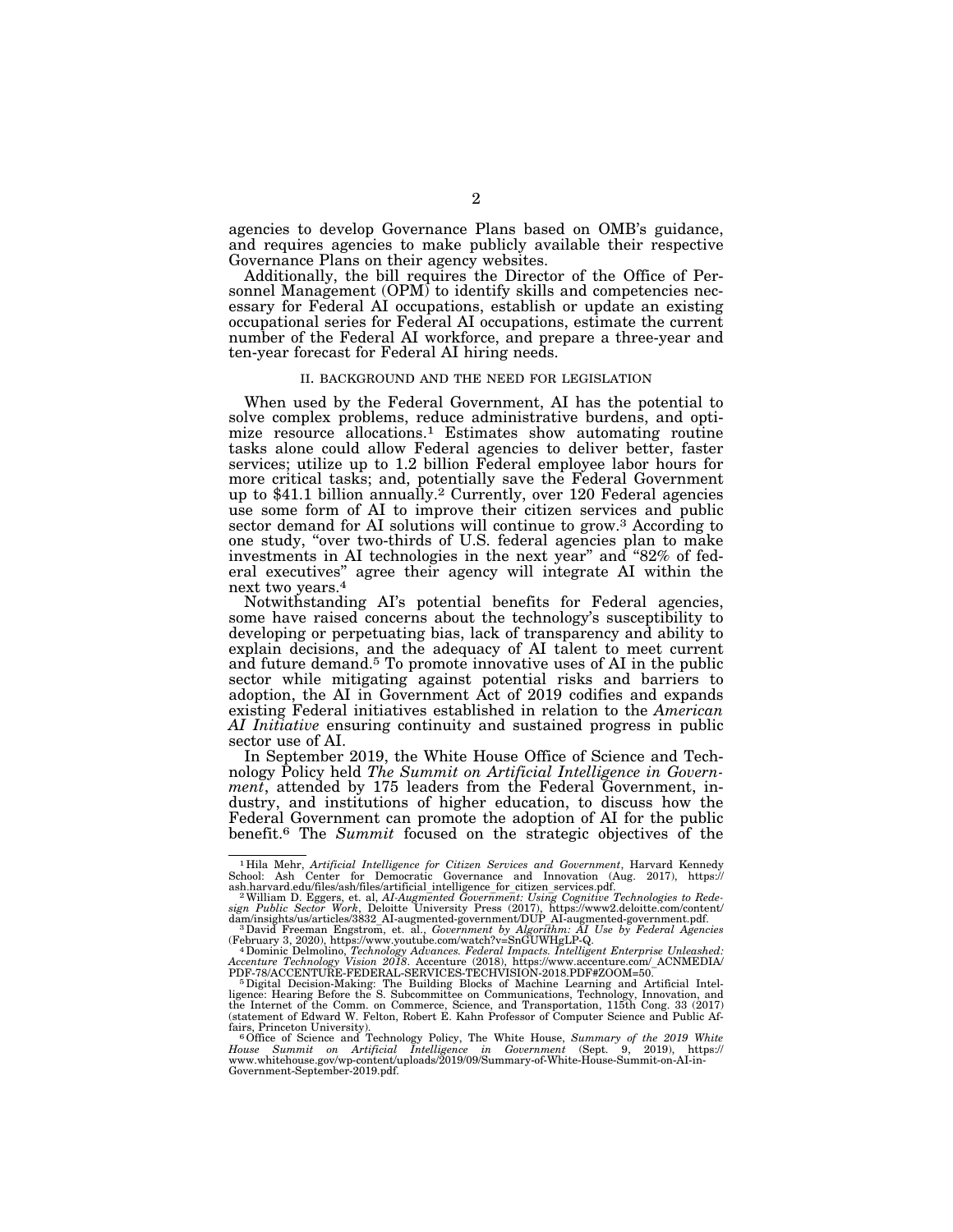agencies to develop Governance Plans based on OMB's guidance, and requires agencies to make publicly available their respective Governance Plans on their agency websites.

Additionally, the bill requires the Director of the Office of Personnel Management (OPM) to identify skills and competencies necessary for Federal AI occupations, establish or update an existing occupational series for Federal AI occupations, estimate the current number of the Federal AI workforce, and prepare a three-year and ten-year forecast for Federal AI hiring needs.

## II. BACKGROUND AND THE NEED FOR LEGISLATION

When used by the Federal Government, AI has the potential to solve complex problems, reduce administrative burdens, and optimize resource allocations.[1] Estimates show automating routine tasks alone could allow Federal agencies to deliver better, faster services; utilize up to 1.2 billion Federal employee labor hours for more critical tasks; and, potentially save the Federal Government up to $41.1 billion annually.[2] Currently, over 120 Federal agencies use some form of AI to improve their citizen services and public sector demand for AI solutions will continue to grow.[3] According to one study, "over two-thirds of U.S. federal agencies plan to make investments in AI technologies in the next year" and "82% of federal executives" agree their agency will integrate AI within the next two years.[4]

Notwithstanding AI's potential benefits for Federal agencies, some have raised concerns about the technology's susceptibility to developing or perpetuating bias, lack of transparency and ability to explain decisions, and the adequacy of AI talent to meet current and future demand.[5] To promote innovative uses of AI in the public sector while mitigating against potential risks and barriers to adoption, the AI in Government Act of 2019 codifies and expands existing Federal initiatives established in relation to the *American AI Initiative* ensuring continuity and sustained progress in public sector use of AI.

In September 2019, the White House Office of Science and Technology Policy held *The Summit on Artificial Intelligence in Government*, attended by 175 leaders from the Federal Government, industry, and institutions of higher education, to discuss how the Federal Government can promote the adoption of AI for the public benefit.[6] The *Summit* focused on the strategic objectives of the

---

[1] Hila Mehr, *Artificial Intelligence for Citizen Services and Government*, Harvard Kennedy School: Ash Center for Democratic Governance and Innovation (Aug. 2017), https://ash.harvard.edu/files/ash/files/artificial_intelligence_for_citizen_services.pdf.

[2] William D. Eggers, et. al, *AI-Augmented Government: Using Cognitive Technologies to Redesign Public Sector Work*, Deloitte University Press (2017), https://www2.deloitte.com/content/dam/insights/us/articles/3832_AI-augmented-government/DUP_AI-augmented-government.pdf.

[3] David Freeman Engstrom, et. al., *Government by Algorithm: AI Use by Federal Agencies* (February 3, 2020), https://www.youtube.com/watch?v=SnGUWHgLP-Q.

[4] Dominic Delmolino, *Technology Advances. Federal Impacts. Intelligent Enterprise Unleashed: Accenture Technology Vision 2018*. Accenture (2018), https://www.accenture.com/_ACNMEDIA/PDF-78/ACCENTURE-FEDERAL-SERVICES-TECHVISION-2018.PDF#ZOOM=50.

[5] Digital Decision-Making: The Building Blocks of Machine Learning and Artificial Intelligence: Hearing Before the S. Subcommittee on Communications, Technology, Innovation, and the Internet of the Comm. on Commerce, Science, and Transportation, 115th Cong. 33 (2017) (statement of Edward W. Felton, Robert E. Kahn Professor of Computer Science and Public Affairs, Princeton University).

[6] Office of Science and Technology Policy, The White House, *Summary of the 2019 White House Summit on Artificial Intelligence in Government* (Sept. 9, 2019), https://www.whitehouse.gov/wp-content/uploads/2019/09/Summary-of-White-House-Summit-on-AI-in-Government-September-2019.pdf.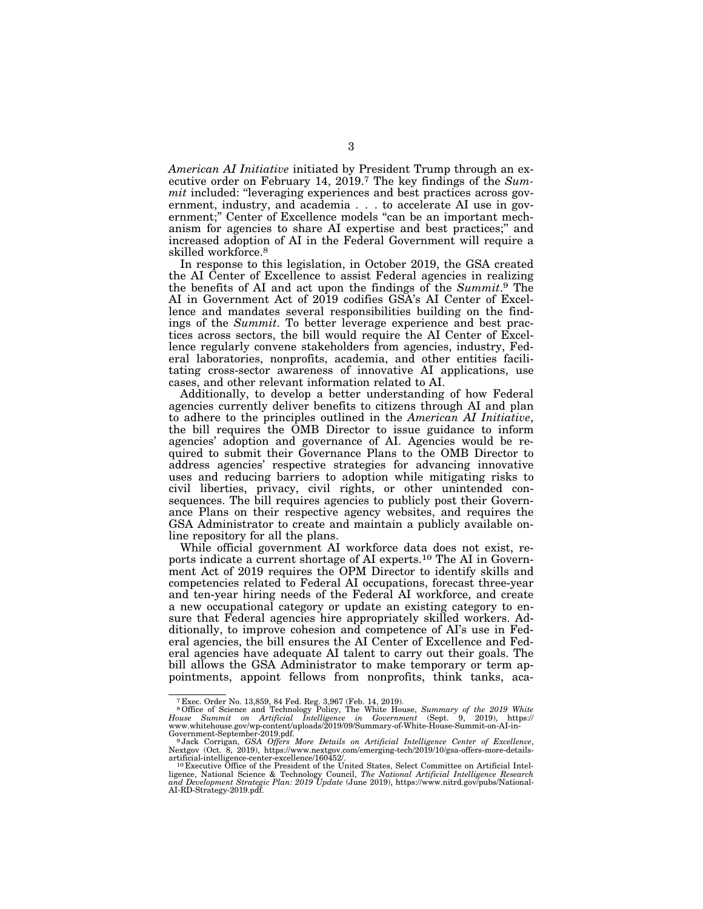*American AI Initiative* initiated by President Trump through an executive order on February 14, 2019.[7] The key findings of the *Summit* included: "leveraging experiences and best practices across government, industry, and academia . . . to accelerate AI use in government;" Center of Excellence models "can be an important mechanism for agencies to share AI expertise and best practices;" and increased adoption of AI in the Federal Government will require a skilled workforce.[8]

In response to this legislation, in October 2019, the GSA created the AI Center of Excellence to assist Federal agencies in realizing the benefits of AI and act upon the findings of the *Summit*.[9] The AI in Government Act of 2019 codifies GSA's AI Center of Excellence and mandates several responsibilities building on the findings of the *Summit*. To better leverage experience and best practices across sectors, the bill would require the AI Center of Excellence regularly convene stakeholders from agencies, industry, Federal laboratories, nonprofits, academia, and other entities facilitating cross-sector awareness of innovative AI applications, use cases, and other relevant information related to AI.

Additionally, to develop a better understanding of how Federal agencies currently deliver benefits to citizens through AI and plan to adhere to the principles outlined in the *American AI Initiative*, the bill requires the OMB Director to issue guidance to inform agencies' adoption and governance of AI. Agencies would be required to submit their Governance Plans to the OMB Director to address agencies' respective strategies for advancing innovative uses and reducing barriers to adoption while mitigating risks to civil liberties, privacy, civil rights, or other unintended consequences. The bill requires agencies to publicly post their Governance Plans on their respective agency websites, and requires the GSA Administrator to create and maintain a publicly available online repository for all the plans.

While official government AI workforce data does not exist, reports indicate a current shortage of AI experts.[10] The AI in Government Act of 2019 requires the OPM Director to identify skills and competencies related to Federal AI occupations, forecast three-year and ten-year hiring needs of the Federal AI workforce, and create a new occupational category or update an existing category to ensure that Federal agencies hire appropriately skilled workers. Additionally, to improve cohesion and competence of AI's use in Federal agencies, the bill ensures the AI Center of Excellence and Federal agencies have adequate AI talent to carry out their goals. The bill allows the GSA Administrator to make temporary or term appointments, appoint fellows from nonprofits, think tanks, aca-

---

[7] Exec. Order No. 13,859, 84 Fed. Reg. 3,967 (Feb. 14, 2019).

[8] Office of Science and Technology Policy, The White House, *Summary of the 2019 White House Summit on Artificial Intelligence in Government* (Sept. 9, 2019), https://www.whitehouse.gov/wp-content/uploads/2019/09/Summary-of-White-House-Summit-on-AI-in-Government-September-2019.pdf.

[9] Jack Corrigan, *GSA Offers More Details on Artificial Intelligence Center of Excellence*, Nextgov (Oct. 8, 2019), https://www.nextgov.com/emerging-tech/2019/10/gsa-offers-more-details-artificial-intelligence-center-excellence/160452/.

[10] Executive Office of the President of the United States, Select Committee on Artificial Intelligence, National Science & Technology Council, *The National Artificial Intelligence Research and Development Strategic Plan: 2019 Update* (June 2019), https://www.nitrd.gov/pubs/National-AI-RD-Strategy-2019.pdf.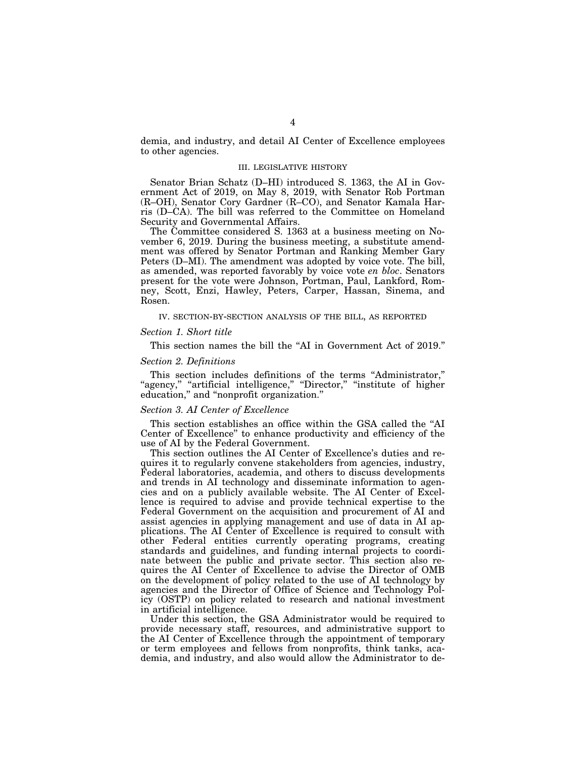demia, and industry, and detail AI Center of Excellence employees to other agencies.

## III. LEGISLATIVE HISTORY

Senator Brian Schatz (D–HI) introduced S. 1363, the AI in Government Act of 2019, on May 8, 2019, with Senator Rob Portman (R–OH), Senator Cory Gardner (R–CO), and Senator Kamala Harris (D–CA). The bill was referred to the Committee on Homeland Security and Governmental Affairs.

The Committee considered S. 1363 at a business meeting on November 6, 2019. During the business meeting, a substitute amendment was offered by Senator Portman and Ranking Member Gary Peters (D–MI). The amendment was adopted by voice vote. The bill, as amended, was reported favorably by voice vote *en bloc*. Senators present for the vote were Johnson, Portman, Paul, Lankford, Romney, Scott, Enzi, Hawley, Peters, Carper, Hassan, Sinema, and Rosen.

## IV. SECTION-BY-SECTION ANALYSIS OF THE BILL, AS REPORTED

### *Section 1. Short title*

This section names the bill the "AI in Government Act of 2019."

### *Section 2. Definitions*

This section includes definitions of the terms "Administrator," "agency," "artificial intelligence," "Director," "institute of higher education," and "nonprofit organization."

### *Section 3. AI Center of Excellence*

This section establishes an office within the GSA called the "AI Center of Excellence" to enhance productivity and efficiency of the use of AI by the Federal Government.

This section outlines the AI Center of Excellence's duties and requires it to regularly convene stakeholders from agencies, industry, Federal laboratories, academia, and others to discuss developments and trends in AI technology and disseminate information to agencies and on a publicly available website. The AI Center of Excellence is required to advise and provide technical expertise to the Federal Government on the acquisition and procurement of AI and assist agencies in applying management and use of data in AI applications. The AI Center of Excellence is required to consult with other Federal entities currently operating programs, creating standards and guidelines, and funding internal projects to coordinate between the public and private sector. This section also requires the AI Center of Excellence to advise the Director of OMB on the development of policy related to the use of AI technology by agencies and the Director of Office of Science and Technology Policy (OSTP) on policy related to research and national investment in artificial intelligence.

Under this section, the GSA Administrator would be required to provide necessary staff, resources, and administrative support to the AI Center of Excellence through the appointment of temporary or term employees and fellows from nonprofits, think tanks, academia, and industry, and also would allow the Administrator to de-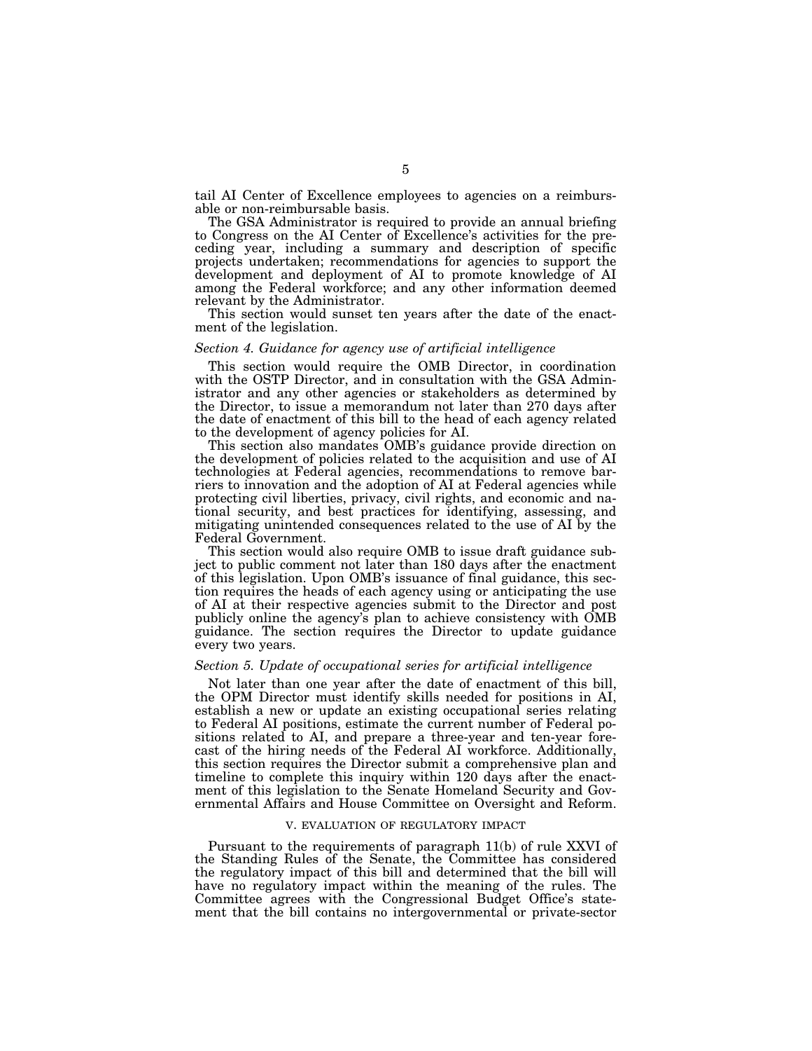tail AI Center of Excellence employees to agencies on a reimbursable or non-reimbursable basis.

The GSA Administrator is required to provide an annual briefing to Congress on the AI Center of Excellence's activities for the preceding year, including a summary and description of specific projects undertaken; recommendations for agencies to support the development and deployment of AI to promote knowledge of AI among the Federal workforce; and any other information deemed relevant by the Administrator.

This section would sunset ten years after the date of the enactment of the legislation.

### *Section 4. Guidance for agency use of artificial intelligence*

This section would require the OMB Director, in coordination with the OSTP Director, and in consultation with the GSA Administrator and any other agencies or stakeholders as determined by the Director, to issue a memorandum not later than 270 days after the date of enactment of this bill to the head of each agency related to the development of agency policies for AI.

This section also mandates OMB's guidance provide direction on the development of policies related to the acquisition and use of AI technologies at Federal agencies, recommendations to remove barriers to innovation and the adoption of AI at Federal agencies while protecting civil liberties, privacy, civil rights, and economic and national security, and best practices for identifying, assessing, and mitigating unintended consequences related to the use of AI by the Federal Government.

This section would also require OMB to issue draft guidance subject to public comment not later than 180 days after the enactment of this legislation. Upon OMB's issuance of final guidance, this section requires the heads of each agency using or anticipating the use of AI at their respective agencies submit to the Director and post publicly online the agency's plan to achieve consistency with OMB guidance. The section requires the Director to update guidance every two years.

### *Section 5. Update of occupational series for artificial intelligence*

Not later than one year after the date of enactment of this bill, the OPM Director must identify skills needed for positions in AI, establish a new or update an existing occupational series relating to Federal AI positions, estimate the current number of Federal positions related to AI, and prepare a three-year and ten-year forecast of the hiring needs of the Federal AI workforce. Additionally, this section requires the Director submit a comprehensive plan and timeline to complete this inquiry within 120 days after the enactment of this legislation to the Senate Homeland Security and Governmental Affairs and House Committee on Oversight and Reform.

## V. EVALUATION OF REGULATORY IMPACT

Pursuant to the requirements of paragraph 11(b) of rule XXVI of the Standing Rules of the Senate, the Committee has considered the regulatory impact of this bill and determined that the bill will have no regulatory impact within the meaning of the rules. The Committee agrees with the Congressional Budget Office's statement that the bill contains no intergovernmental or private-sector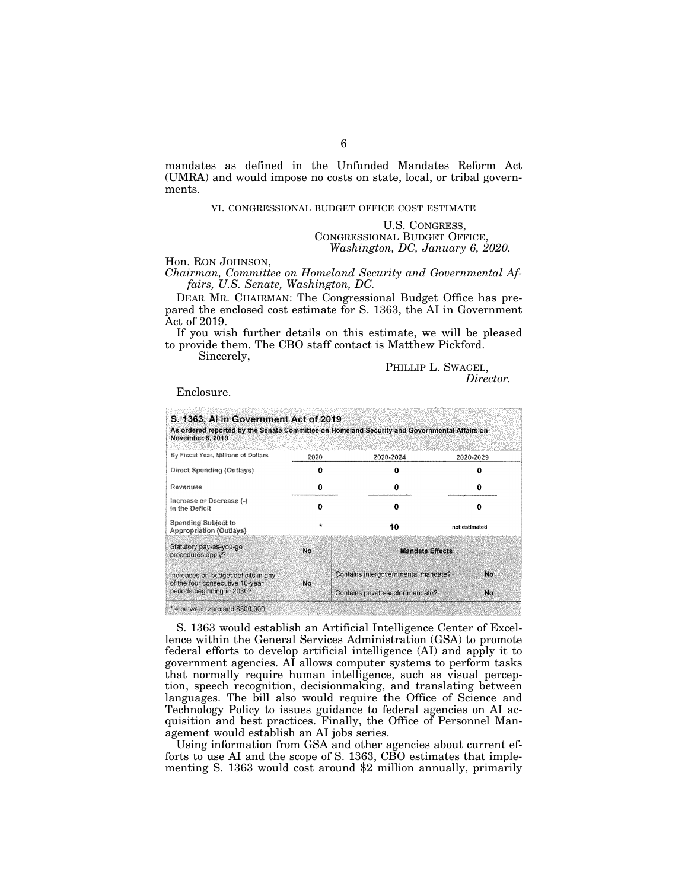mandates as defined in the Unfunded Mandates Reform Act (UMRA) and would impose no costs on state, local, or tribal governments.

## VI. CONGRESSIONAL BUDGET OFFICE COST ESTIMATE

U.S. CONGRESS,
CONGRESSIONAL BUDGET OFFICE,
*Washington, DC, January 6, 2020.*

Hon. RON JOHNSON,
*Chairman, Committee on Homeland Security and Governmental Affairs, U.S. Senate, Washington, DC.*

DEAR MR. CHAIRMAN: The Congressional Budget Office has prepared the enclosed cost estimate for S. 1363, the AI in Government Act of 2019.

If you wish further details on this estimate, we will be pleased to provide them. The CBO staff contact is Matthew Pickford.

Sincerely,

PHILLIP L. SWAGEL,
*Director.*

Enclosure.

**S. 1363, AI in Government Act of 2019**
**As ordered reported by the Senate Committee on Homeland Security and Governmental Affairs on November 6, 2019**

| By Fiscal Year, Millions of Dollars | 2020 | 2020-2024 | 2020-2029 |
|---|---|---|---|
| Direct Spending (Outlays) | 0 | 0 | 0 |
| Revenues | 0 | 0 | 0 |
| Increase or Decrease (-) in the Deficit | 0 | 0 | 0 |
| Spending Subject to Appropriation (Outlays) | * | 10 | not estimated |

| | | | |
|---|---|---|---|
| Statutory pay-as-you-go procedures apply? | No | **Mandate Effects** | |
| Increases on-budget deficits in any of the four consecutive 10-year periods beginning in 2030? | No | Contains intergovernmental mandate? | No |
| | | Contains private-sector mandate? | No |

* = between zero and $500,000.

S. 1363 would establish an Artificial Intelligence Center of Excellence within the General Services Administration (GSA) to promote federal efforts to develop artificial intelligence (AI) and apply it to government agencies. AI allows computer systems to perform tasks that normally require human intelligence, such as visual perception, speech recognition, decisionmaking, and translating between languages. The bill also would require the Office of Science and Technology Policy to issues guidance to federal agencies on AI acquisition and best practices. Finally, the Office of Personnel Management would establish an AI jobs series.

Using information from GSA and other agencies about current efforts to use AI and the scope of S. 1363, CBO estimates that implementing S. 1363 would cost around $2 million annually, primarily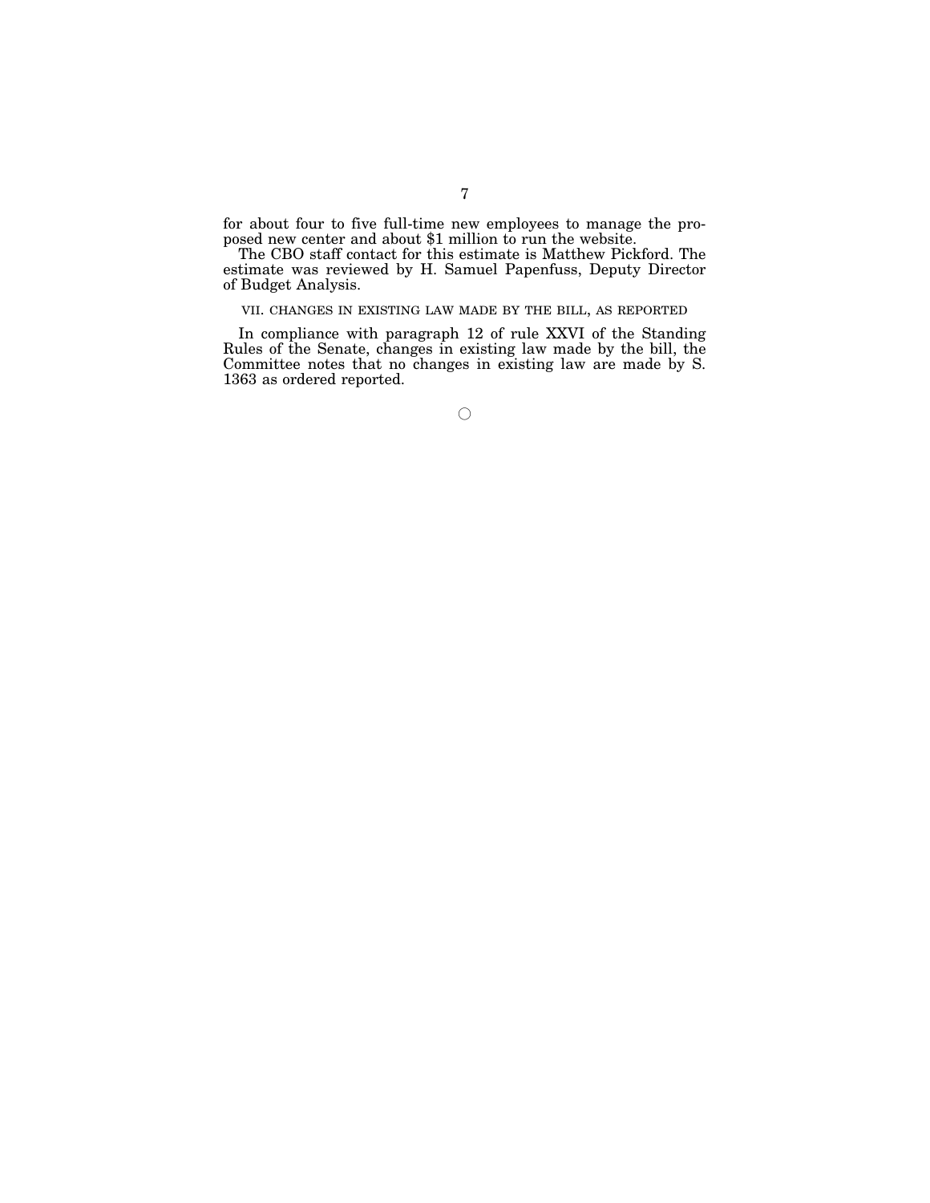for about four to five full-time new employees to manage the proposed new center and about $1 million to run the website.

The CBO staff contact for this estimate is Matthew Pickford. The estimate was reviewed by H. Samuel Papenfuss, Deputy Director of Budget Analysis.

## VII. CHANGES IN EXISTING LAW MADE BY THE BILL, AS REPORTED

In compliance with paragraph 12 of rule XXVI of the Standing Rules of the Senate, changes in existing law made by the bill, the Committee notes that no changes in existing law are made by S. 1363 as ordered reported.

○